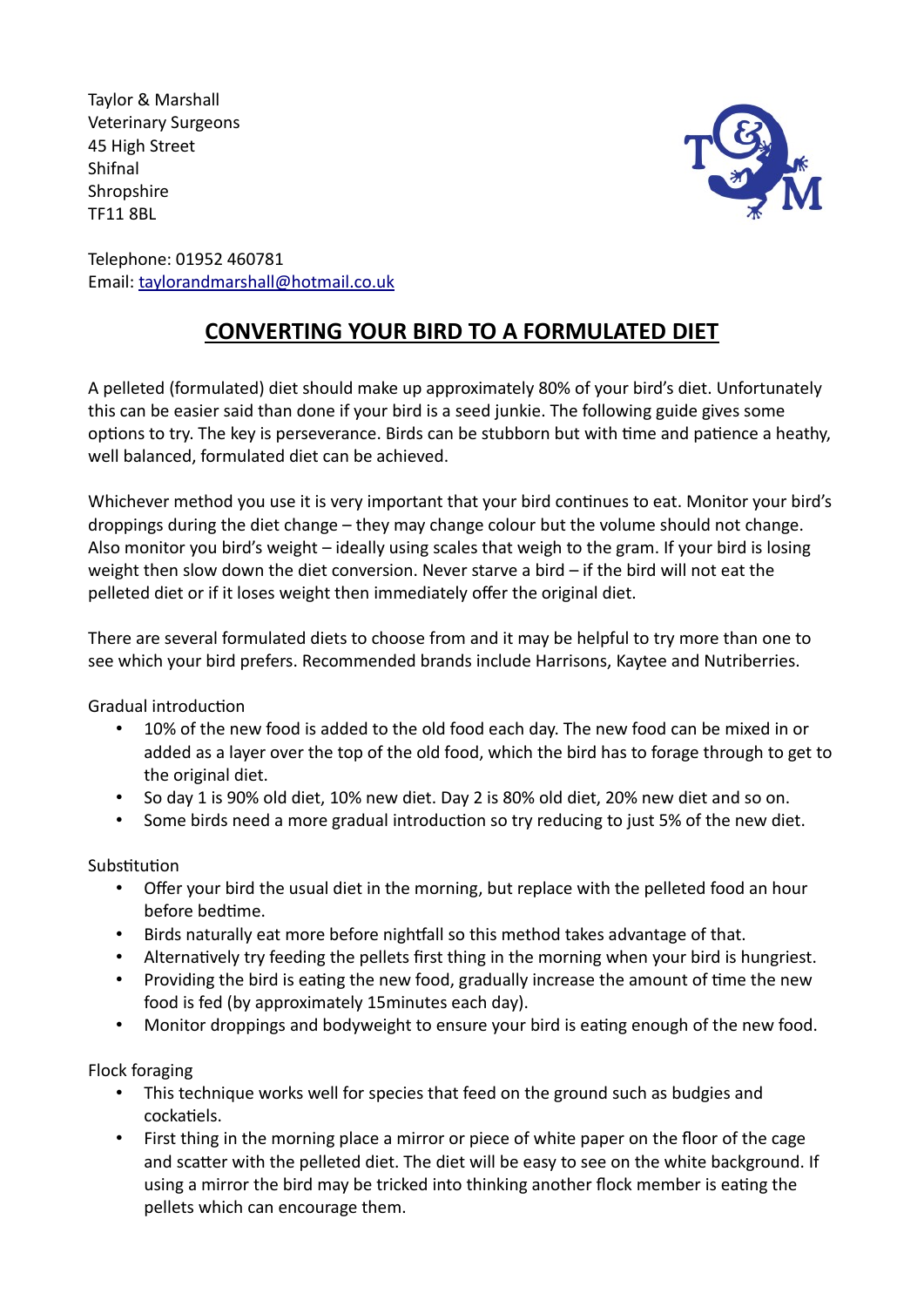Taylor & Marshall
Veterinary Surgeons
45 High Street
Shifnal
Shropshire
TF11 8BL

Telephone: 01952 460781
Email: taylorandmarshall@hotmail.co.uk

# CONVERTING YOUR BIRD TO A FORMULATED DIET

A pelleted (formulated) diet should make up approximately 80% of your bird's diet. Unfortunately this can be easier said than done if your bird is a seed junkie. The following guide gives some options to try. The key is perseverance. Birds can be stubborn but with time and patience a heathy, well balanced, formulated diet can be achieved.

Whichever method you use it is very important that your bird continues to eat. Monitor your bird's droppings during the diet change – they may change colour but the volume should not change. Also monitor you bird's weight – ideally using scales that weigh to the gram. If your bird is losing weight then slow down the diet conversion. Never starve a bird – if the bird will not eat the pelleted diet or if it loses weight then immediately offer the original diet.

There are several formulated diets to choose from and it may be helpful to try more than one to see which your bird prefers. Recommended brands include Harrisons, Kaytee and Nutriberries.

Gradual introduction

- 10% of the new food is added to the old food each day. The new food can be mixed in or added as a layer over the top of the old food, which the bird has to forage through to get to the original diet.
- So day 1 is 90% old diet, 10% new diet. Day 2 is 80% old diet, 20% new diet and so on.
- Some birds need a more gradual introduction so try reducing to just 5% of the new diet.

Substitution

- Offer your bird the usual diet in the morning, but replace with the pelleted food an hour before bedtime.
- Birds naturally eat more before nightfall so this method takes advantage of that.
- Alternatively try feeding the pellets first thing in the morning when your bird is hungriest.
- Providing the bird is eating the new food, gradually increase the amount of time the new food is fed (by approximately 15minutes each day).
- Monitor droppings and bodyweight to ensure your bird is eating enough of the new food.

Flock foraging

- This technique works well for species that feed on the ground such as budgies and cockatiels.
- First thing in the morning place a mirror or piece of white paper on the floor of the cage and scatter with the pelleted diet. The diet will be easy to see on the white background. If using a mirror the bird may be tricked into thinking another flock member is eating the pellets which can encourage them.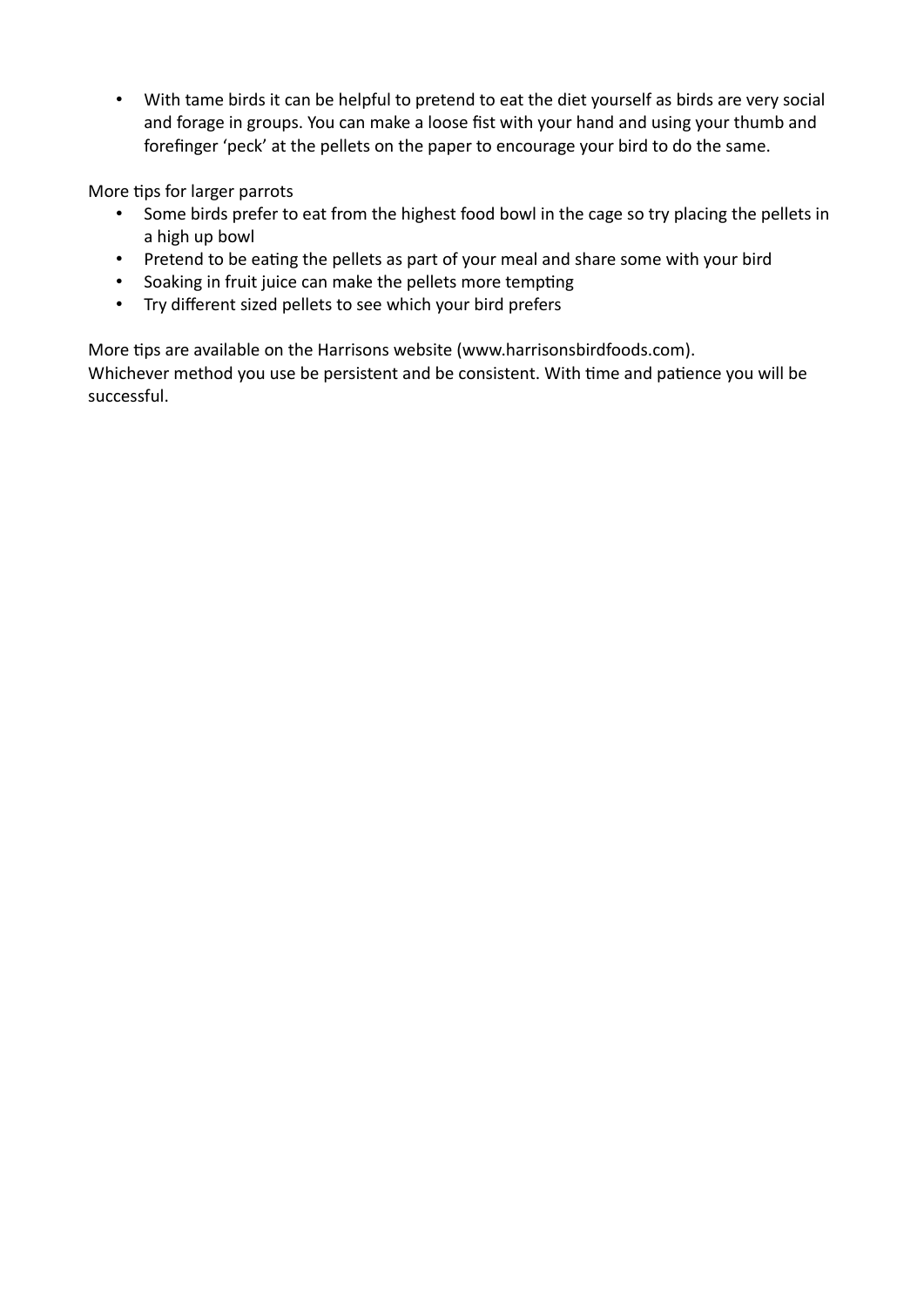- With tame birds it can be helpful to pretend to eat the diet yourself as birds are very social and forage in groups. You can make a loose fist with your hand and using your thumb and forefinger 'peck' at the pellets on the paper to encourage your bird to do the same.

More tips for larger parrots

- Some birds prefer to eat from the highest food bowl in the cage so try placing the pellets in a high up bowl
- Pretend to be eating the pellets as part of your meal and share some with your bird
- Soaking in fruit juice can make the pellets more tempting
- Try different sized pellets to see which your bird prefers

More tips are available on the Harrisons website (www.harrisonsbirdfoods.com).
Whichever method you use be persistent and be consistent. With time and patience you will be successful.